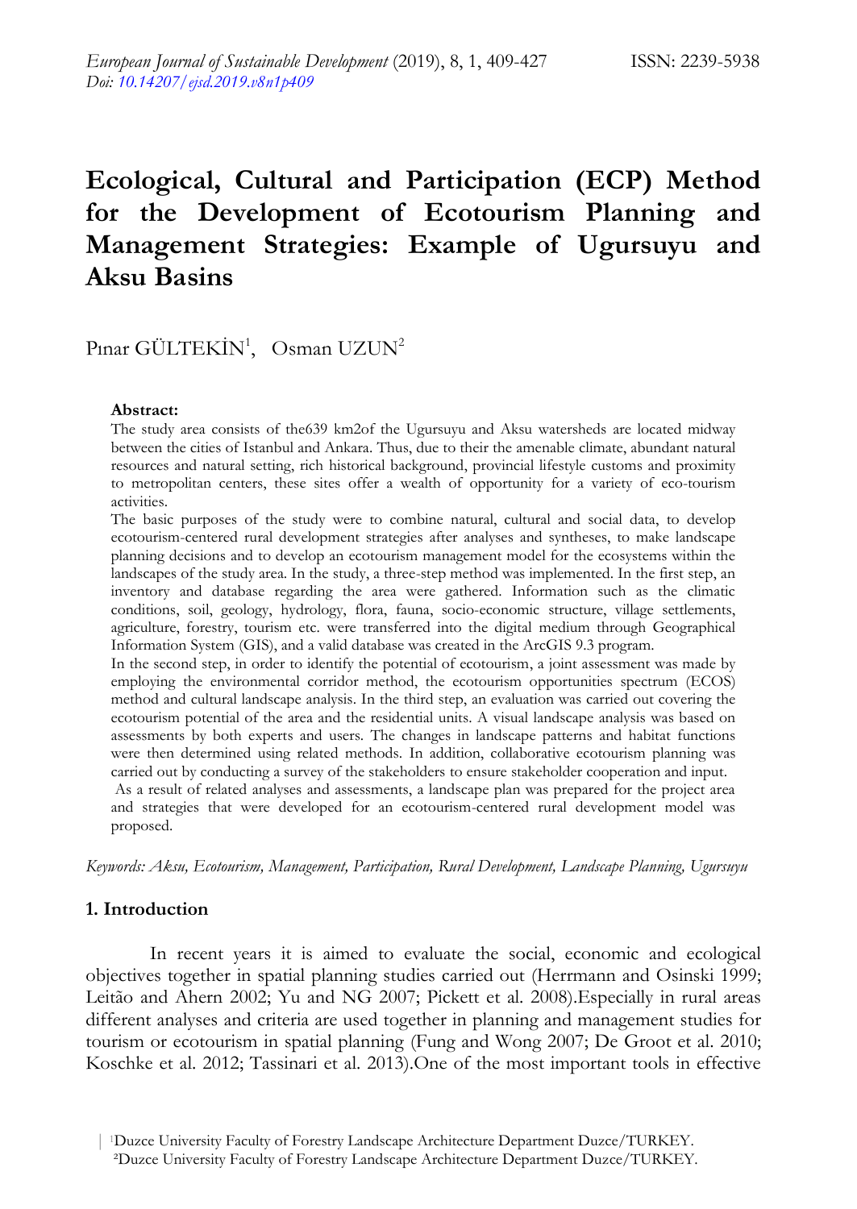# Ecological, Cultural and Participation (ECP) Method for the Development of Ecotourism Planning and Management Strategies: Example of Ugursuyu and Aksu Basins

Pınar GÜLTEKİN[1], Osman UZUN[2]

**Abstract:**

The study area consists of the639 km2of the Ugursuyu and Aksu watersheds are located midway between the cities of Istanbul and Ankara. Thus, due to their the amenable climate, abundant natural resources and natural setting, rich historical background, provincial lifestyle customs and proximity to metropolitan centers, these sites offer a wealth of opportunity for a variety of eco-tourism activities.

The basic purposes of the study were to combine natural, cultural and social data, to develop ecotourism-centered rural development strategies after analyses and syntheses, to make landscape planning decisions and to develop an ecotourism management model for the ecosystems within the landscapes of the study area. In the study, a three-step method was implemented. In the first step, an inventory and database regarding the area were gathered. Information such as the climatic conditions, soil, geology, hydrology, flora, fauna, socio-economic structure, village settlements, agriculture, forestry, tourism etc. were transferred into the digital medium through Geographical Information System (GIS), and a valid database was created in the ArcGIS 9.3 program.

In the second step, in order to identify the potential of ecotourism, a joint assessment was made by employing the environmental corridor method, the ecotourism opportunities spectrum (ECOS) method and cultural landscape analysis. In the third step, an evaluation was carried out covering the ecotourism potential of the area and the residential units. A visual landscape analysis was based on assessments by both experts and users. The changes in landscape patterns and habitat functions were then determined using related methods. In addition, collaborative ecotourism planning was carried out by conducting a survey of the stakeholders to ensure stakeholder cooperation and input.

As a result of related analyses and assessments, a landscape plan was prepared for the project area and strategies that were developed for an ecotourism-centered rural development model was proposed.

*Keywords: Aksu, Ecotourism, Management, Participation, Rural Development, Landscape Planning, Ugursuyu*

## 1. Introduction

In recent years it is aimed to evaluate the social, economic and ecological objectives together in spatial planning studies carried out (Herrmann and Osinski 1999; Leitão and Ahern 2002; Yu and NG 2007; Pickett et al. 2008).Especially in rural areas different analyses and criteria are used together in planning and management studies for tourism or ecotourism in spatial planning (Fung and Wong 2007; De Groot et al. 2010; Koschke et al. 2012; Tassinari et al. 2013).One of the most important tools in effective

[1]Duzce University Faculty of Forestry Landscape Architecture Department Duzce/TURKEY.
[2]Duzce University Faculty of Forestry Landscape Architecture Department Duzce/TURKEY.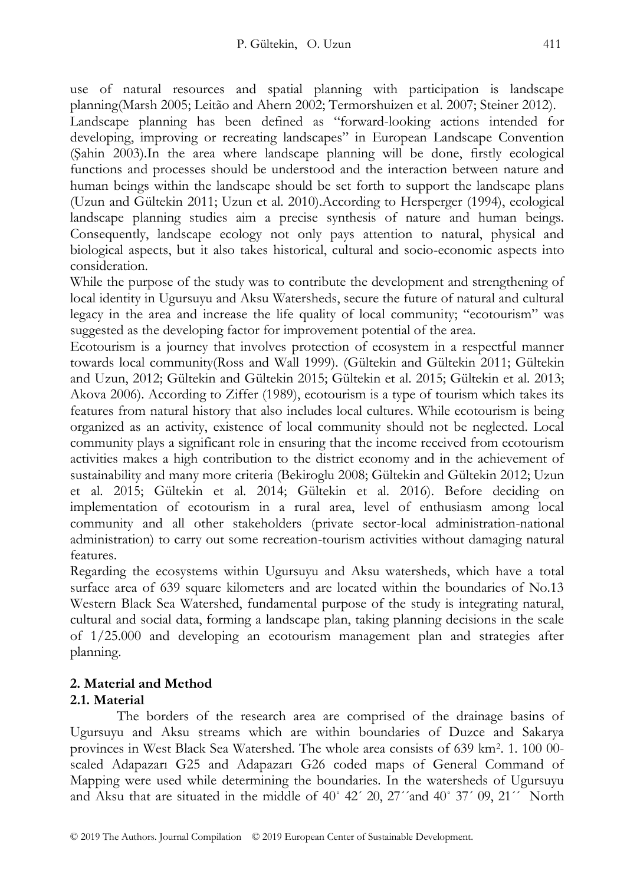use of natural resources and spatial planning with participation is landscape planning(Marsh 2005; Leitão and Ahern 2002; Termorshuizen et al. 2007; Steiner 2012).

Landscape planning has been defined as "forward-looking actions intended for developing, improving or recreating landscapes" in European Landscape Convention (Şahin 2003).In the area where landscape planning will be done, firstly ecological functions and processes should be understood and the interaction between nature and human beings within the landscape should be set forth to support the landscape plans (Uzun and Gültekin 2011; Uzun et al. 2010).According to Hersperger (1994), ecological landscape planning studies aim a precise synthesis of nature and human beings. Consequently, landscape ecology not only pays attention to natural, physical and biological aspects, but it also takes historical, cultural and socio-economic aspects into consideration.

While the purpose of the study was to contribute the development and strengthening of local identity in Ugursuyu and Aksu Watersheds, secure the future of natural and cultural legacy in the area and increase the life quality of local community; "ecotourism" was suggested as the developing factor for improvement potential of the area.

Ecotourism is a journey that involves protection of ecosystem in a respectful manner towards local community(Ross and Wall 1999). (Gültekin and Gültekin 2011; Gültekin and Uzun, 2012; Gültekin and Gültekin 2015; Gültekin et al. 2015; Gültekin et al. 2013; Akova 2006). According to Ziffer (1989), ecotourism is a type of tourism which takes its features from natural history that also includes local cultures. While ecotourism is being organized as an activity, existence of local community should not be neglected. Local community plays a significant role in ensuring that the income received from ecotourism activities makes a high contribution to the district economy and in the achievement of sustainability and many more criteria (Bekiroglu 2008; Gültekin and Gültekin 2012; Uzun et al. 2015; Gültekin et al. 2014; Gültekin et al. 2016). Before deciding on implementation of ecotourism in a rural area, level of enthusiasm among local community and all other stakeholders (private sector-local administration-national administration) to carry out some recreation-tourism activities without damaging natural features.

Regarding the ecosystems within Ugursuyu and Aksu watersheds, which have a total surface area of 639 square kilometers and are located within the boundaries of No.13 Western Black Sea Watershed, fundamental purpose of the study is integrating natural, cultural and social data, forming a landscape plan, taking planning decisions in the scale of 1/25.000 and developing an ecotourism management plan and strategies after planning.

## 2. Material and Method

### 2.1. Material

The borders of the research area are comprised of the drainage basins of Ugursuyu and Aksu streams which are within boundaries of Duzce and Sakarya provinces in West Black Sea Watershed. The whole area consists of 639 km$^2$. 1. 100 00-scaled Adapazarı G25 and Adapazarı G26 coded maps of General Command of Mapping were used while determining the boundaries. In the watersheds of Ugursuyu and Aksu that are situated in the middle of 40˚ 42´ 20, 27´´and 40˚ 37´ 09, 21´´ North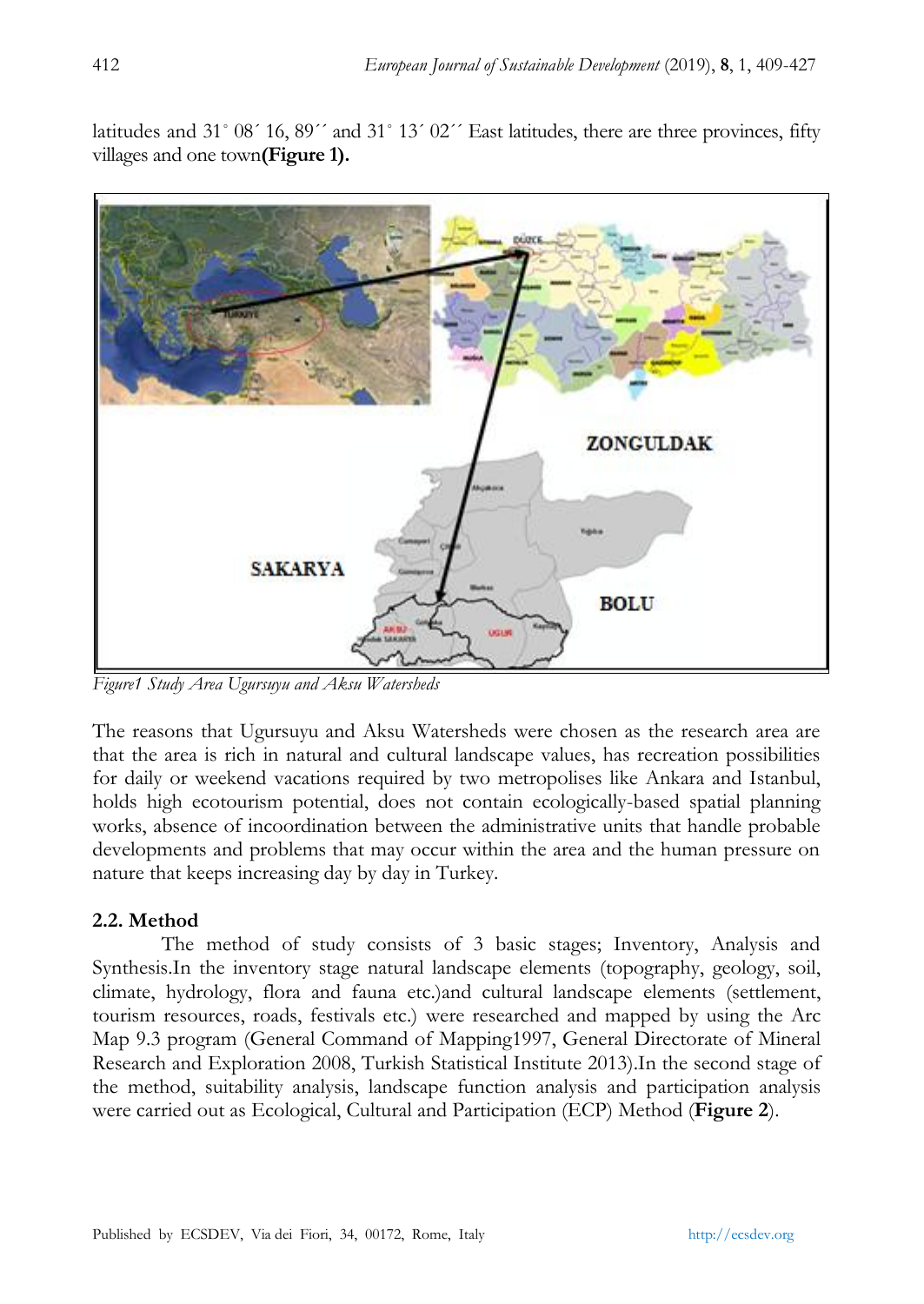latitudes and 31˚ 08´ 16, 89´´ and 31˚ 13´ 02´´ East latitudes, there are three provinces, fifty villages and one town**(Figure 1).**

*Figure1 Study Area Ugursuyu and Aksu Watersheds*

The reasons that Ugursuyu and Aksu Watersheds were chosen as the research area are that the area is rich in natural and cultural landscape values, has recreation possibilities for daily or weekend vacations required by two metropolises like Ankara and Istanbul, holds high ecotourism potential, does not contain ecologically-based spatial planning works, absence of incoordination between the administrative units that handle probable developments and problems that may occur within the area and the human pressure on nature that keeps increasing day by day in Turkey.

### 2.2. Method

The method of study consists of 3 basic stages; Inventory, Analysis and Synthesis.In the inventory stage natural landscape elements (topography, geology, soil, climate, hydrology, flora and fauna etc.)and cultural landscape elements (settlement, tourism resources, roads, festivals etc.) were researched and mapped by using the Arc Map 9.3 program (General Command of Mapping1997, General Directorate of Mineral Research and Exploration 2008, Turkish Statistical Institute 2013).In the second stage of the method, suitability analysis, landscape function analysis and participation analysis were carried out as Ecological, Cultural and Participation (ECP) Method (**Figure 2**).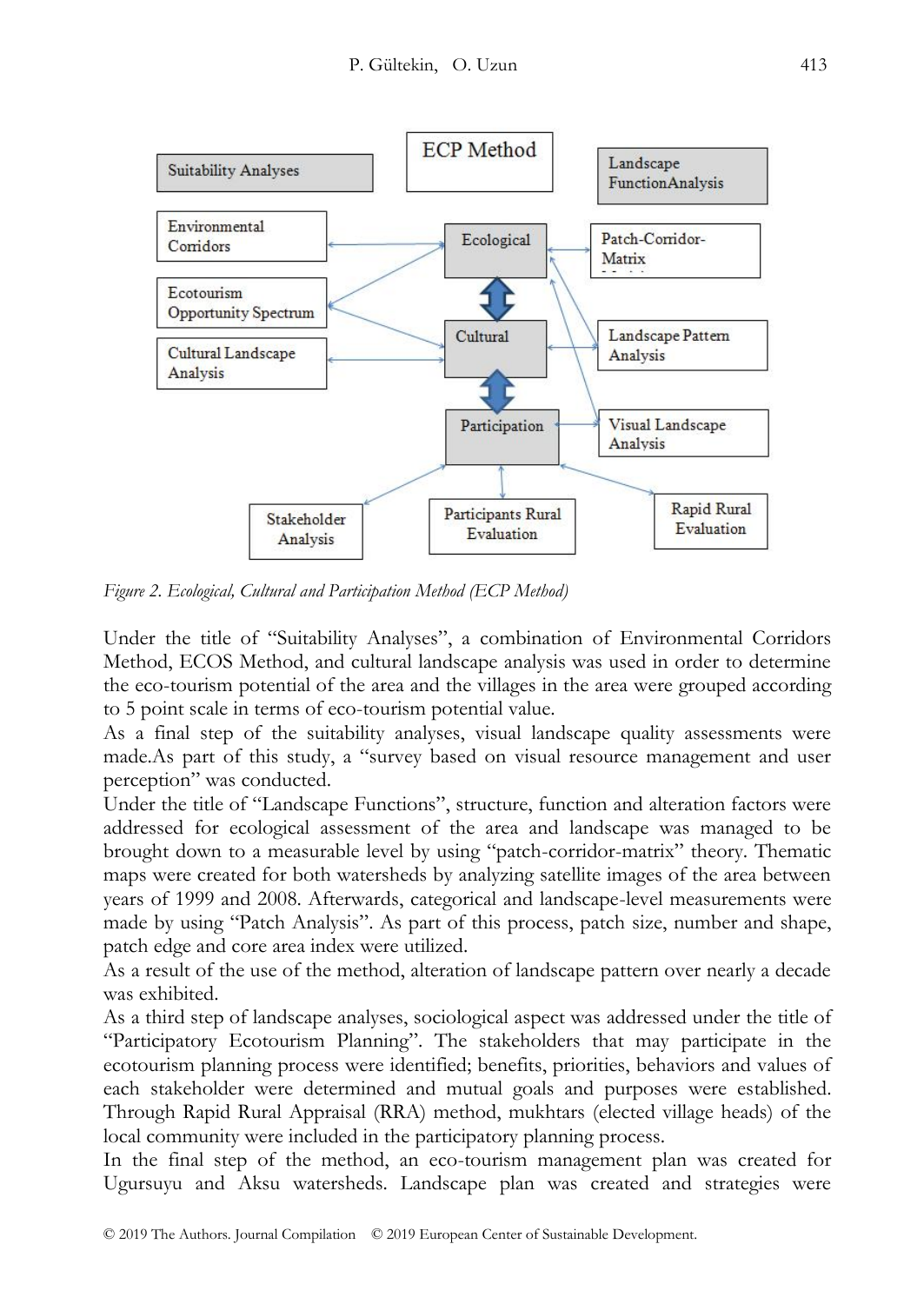*Figure 2. Ecological, Cultural and Participation Method (ECP Method)*

Under the title of "Suitability Analyses", a combination of Environmental Corridors Method, ECOS Method, and cultural landscape analysis was used in order to determine the eco-tourism potential of the area and the villages in the area were grouped according to 5 point scale in terms of eco-tourism potential value.

As a final step of the suitability analyses, visual landscape quality assessments were made.As part of this study, a "survey based on visual resource management and user perception" was conducted.

Under the title of "Landscape Functions", structure, function and alteration factors were addressed for ecological assessment of the area and landscape was managed to be brought down to a measurable level by using "patch-corridor-matrix" theory. Thematic maps were created for both watersheds by analyzing satellite images of the area between years of 1999 and 2008. Afterwards, categorical and landscape-level measurements were made by using "Patch Analysis". As part of this process, patch size, number and shape, patch edge and core area index were utilized.

As a result of the use of the method, alteration of landscape pattern over nearly a decade was exhibited.

As a third step of landscape analyses, sociological aspect was addressed under the title of "Participatory Ecotourism Planning". The stakeholders that may participate in the ecotourism planning process were identified; benefits, priorities, behaviors and values of each stakeholder were determined and mutual goals and purposes were established. Through Rapid Rural Appraisal (RRA) method, mukhtars (elected village heads) of the local community were included in the participatory planning process.

In the final step of the method, an eco-tourism management plan was created for Ugursuyu and Aksu watersheds. Landscape plan was created and strategies were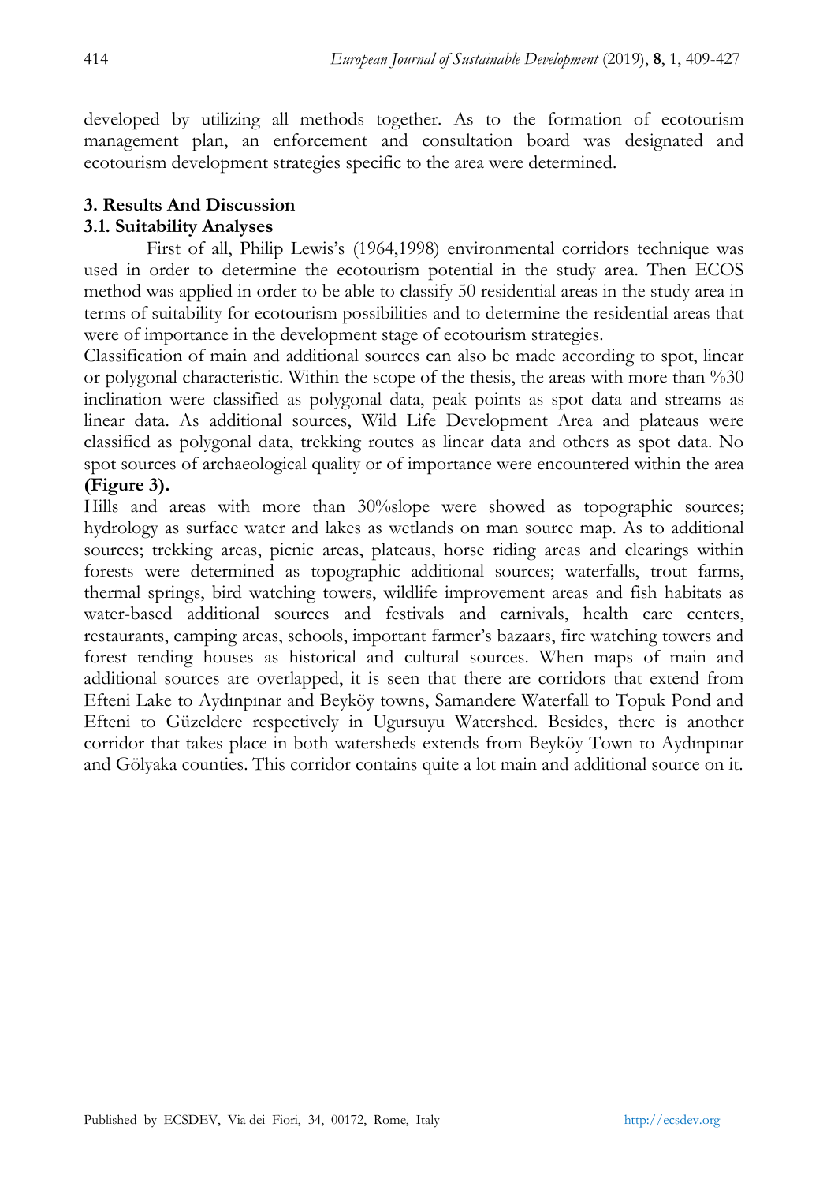developed by utilizing all methods together. As to the formation of ecotourism management plan, an enforcement and consultation board was designated and ecotourism development strategies specific to the area were determined.

## 3. Results And Discussion

### 3.1. Suitability Analyses

First of all, Philip Lewis's (1964,1998) environmental corridors technique was used in order to determine the ecotourism potential in the study area. Then ECOS method was applied in order to be able to classify 50 residential areas in the study area in terms of suitability for ecotourism possibilities and to determine the residential areas that were of importance in the development stage of ecotourism strategies.

Classification of main and additional sources can also be made according to spot, linear or polygonal characteristic. Within the scope of the thesis, the areas with more than %30 inclination were classified as polygonal data, peak points as spot data and streams as linear data. As additional sources, Wild Life Development Area and plateaus were classified as polygonal data, trekking routes as linear data and others as spot data. No spot sources of archaeological quality or of importance were encountered within the area **(Figure 3).**

Hills and areas with more than 30%slope were showed as topographic sources; hydrology as surface water and lakes as wetlands on man source map. As to additional sources; trekking areas, picnic areas, plateaus, horse riding areas and clearings within forests were determined as topographic additional sources; waterfalls, trout farms, thermal springs, bird watching towers, wildlife improvement areas and fish habitats as water-based additional sources and festivals and carnivals, health care centers, restaurants, camping areas, schools, important farmer's bazaars, fire watching towers and forest tending houses as historical and cultural sources. When maps of main and additional sources are overlapped, it is seen that there are corridors that extend from Efteni Lake to Aydınpınar and Beyköy towns, Samandere Waterfall to Topuk Pond and Efteni to Güzeldere respectively in Ugursuyu Watershed. Besides, there is another corridor that takes place in both watersheds extends from Beyköy Town to Aydınpınar and Gölyaka counties. This corridor contains quite a lot main and additional source on it.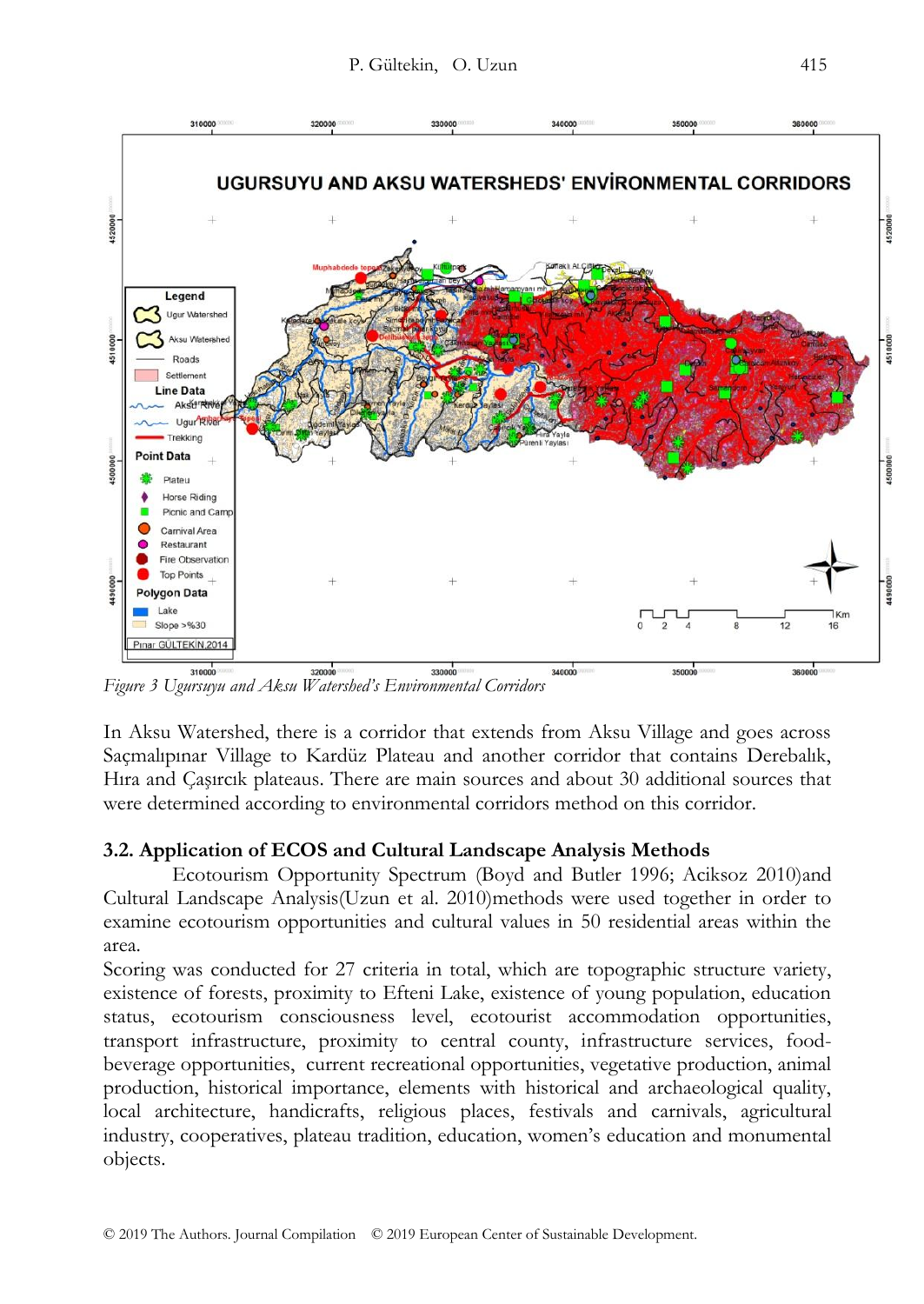*Figure 3 Ugursuyu and Aksu Watershed's Environmental Corridors*

In Aksu Watershed, there is a corridor that extends from Aksu Village and goes across Saçmalıpınar Village to Kardüz Plateau and another corridor that contains Derebalık, Hıra and Çaşırcık plateaus. There are main sources and about 30 additional sources that were determined according to environmental corridors method on this corridor.

### 3.2. Application of ECOS and Cultural Landscape Analysis Methods

Ecotourism Opportunity Spectrum (Boyd and Butler 1996; Aciksoz 2010)and Cultural Landscape Analysis(Uzun et al. 2010)methods were used together in order to examine ecotourism opportunities and cultural values in 50 residential areas within the area.

Scoring was conducted for 27 criteria in total, which are topographic structure variety, existence of forests, proximity to Efteni Lake, existence of young population, education status, ecotourism consciousness level, ecotourist accommodation opportunities, transport infrastructure, proximity to central county, infrastructure services, food-beverage opportunities, current recreational opportunities, vegetative production, animal production, historical importance, elements with historical and archaeological quality, local architecture, handicrafts, religious places, festivals and carnivals, agricultural industry, cooperatives, plateau tradition, education, women's education and monumental objects.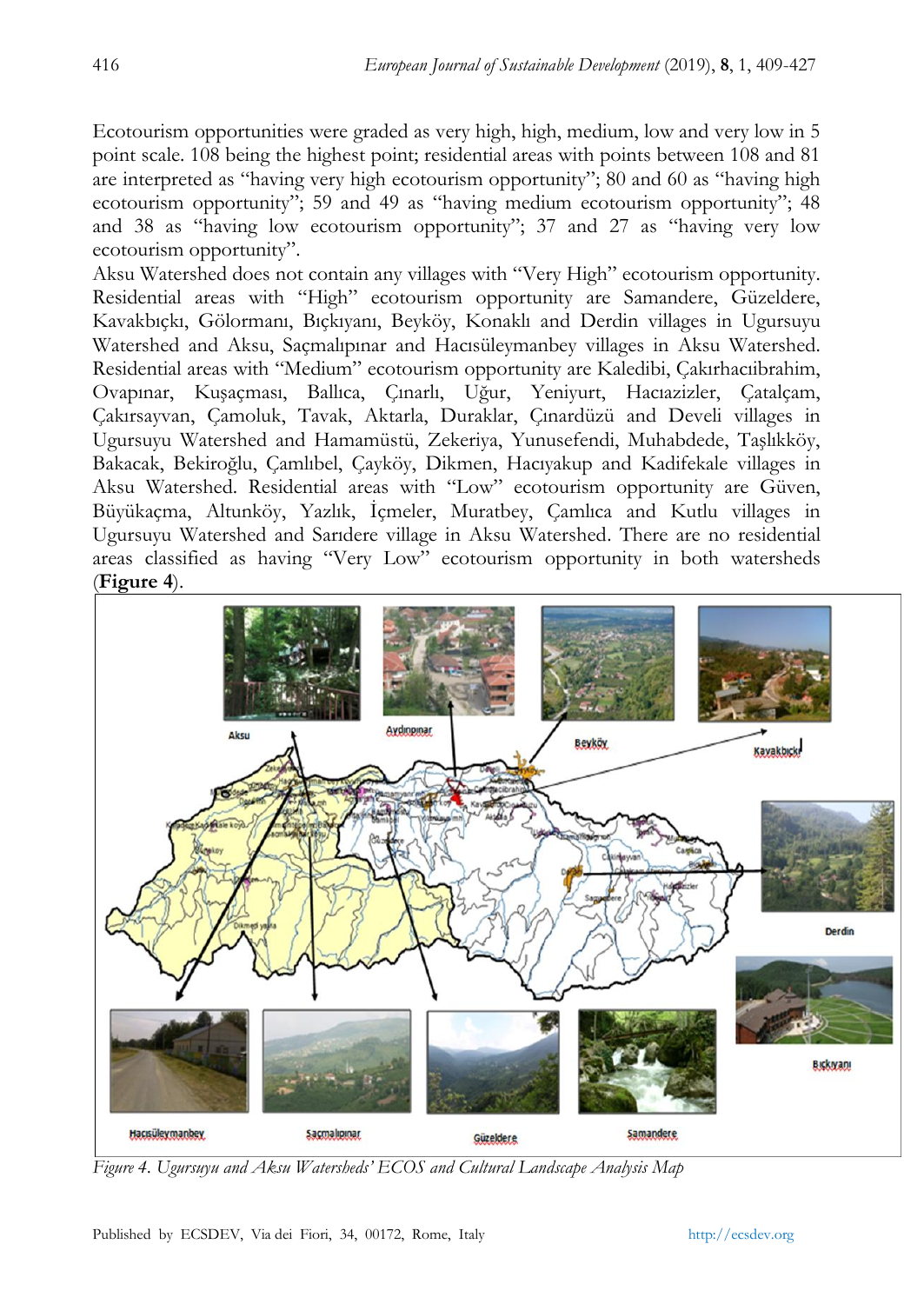Ecotourism opportunities were graded as very high, high, medium, low and very low in 5 point scale. 108 being the highest point; residential areas with points between 108 and 81 are interpreted as "having very high ecotourism opportunity"; 80 and 60 as "having high ecotourism opportunity"; 59 and 49 as "having medium ecotourism opportunity"; 48 and 38 as "having low ecotourism opportunity"; 37 and 27 as "having very low ecotourism opportunity".

Aksu Watershed does not contain any villages with "Very High" ecotourism opportunity. Residential areas with "High" ecotourism opportunity are Samandere, Güzeldere, Kavakbıçkı, Gölormanı, Bıçkıyanı, Beyköy, Konaklı and Derdin villages in Ugursuyu Watershed and Aksu, Saçmalıpınar and Hacısüleymanbey villages in Aksu Watershed. Residential areas with "Medium" ecotourism opportunity are Kaledibi, Çakırhacıibrahim, Ovapınar, Kuşaçması, Ballıca, Çınarlı, Uğur, Yeniyurt, Hacıazizler, Çatalçam, Çakırsayvan, Çamoluk, Tavak, Aktarla, Duraklar, Çınardüzü and Develi villages in Ugursuyu Watershed and Hamamüstü, Zekeriya, Yunusefendi, Muhabdede, Taşlıkköy, Bakacak, Bekiroğlu, Çamlıbel, Çayköy, Dikmen, Hacıyakup and Kadifekale villages in Aksu Watershed. Residential areas with "Low" ecotourism opportunity are Güven, Büyükaçma, Altunköy, Yazlık, İçmeler, Muratbey, Çamlıca and Kutlu villages in Ugursuyu Watershed and Sarıdere village in Aksu Watershed. There are no residential areas classified as having "Very Low" ecotourism opportunity in both watersheds (**Figure 4**).

*Figure 4. Ugursuyu and Aksu Watersheds' ECOS and Cultural Landscape Analysis Map*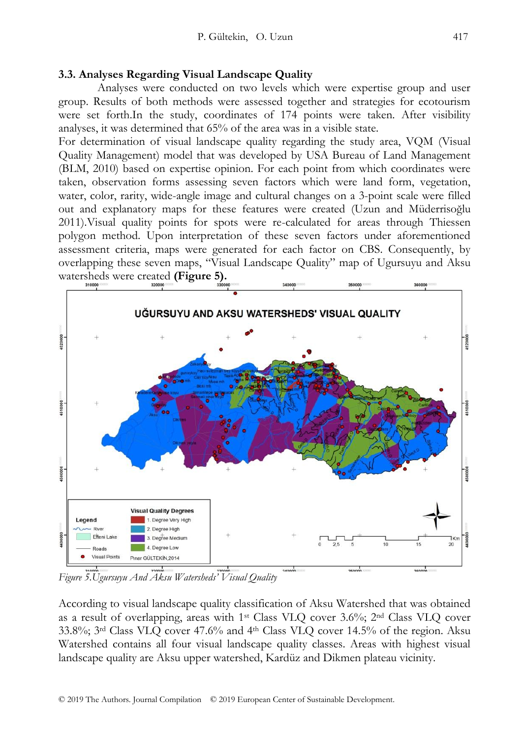### 3.3. Analyses Regarding Visual Landscape Quality

Analyses were conducted on two levels which were expertise group and user group. Results of both methods were assessed together and strategies for ecotourism were set forth.In the study, coordinates of 174 points were taken. After visibility analyses, it was determined that 65% of the area was in a visible state.

For determination of visual landscape quality regarding the study area, VQM (Visual Quality Management) model that was developed by USA Bureau of Land Management (BLM, 2010) based on expertise opinion. For each point from which coordinates were taken, observation forms assessing seven factors which were land form, vegetation, water, color, rarity, wide-angle image and cultural changes on a 3-point scale were filled out and explanatory maps for these features were created (Uzun and Müderrisoğlu 2011).Visual quality points for spots were re-calculated for areas through Thiessen polygon method. Upon interpretation of these seven factors under aforementioned assessment criteria, maps were generated for each factor on CBS. Consequently, by overlapping these seven maps, "Visual Landscape Quality" map of Ugursuyu and Aksu watersheds were created **(Figure 5).**

*Figure 5.Ugursuyu And Aksu Watersheds' Visual Quality*

According to visual landscape quality classification of Aksu Watershed that was obtained as a result of overlapping, areas with 1st Class VLQ cover 3.6%; 2nd Class VLQ cover 33.8%; 3rd Class VLQ cover 47.6% and 4th Class VLQ cover 14.5% of the region. Aksu Watershed contains all four visual landscape quality classes. Areas with highest visual landscape quality are Aksu upper watershed, Kardüz and Dikmen plateau vicinity.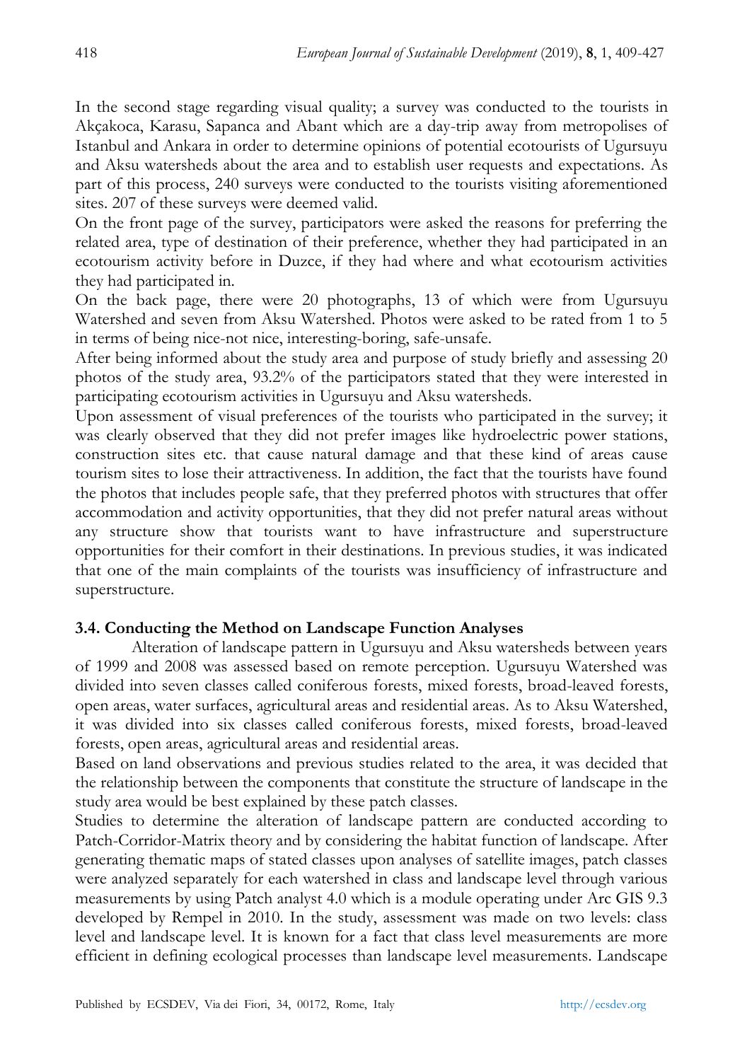In the second stage regarding visual quality; a survey was conducted to the tourists in Akçakoca, Karasu, Sapanca and Abant which are a day-trip away from metropolises of Istanbul and Ankara in order to determine opinions of potential ecotourists of Ugursuyu and Aksu watersheds about the area and to establish user requests and expectations. As part of this process, 240 surveys were conducted to the tourists visiting aforementioned sites. 207 of these surveys were deemed valid.

On the front page of the survey, participators were asked the reasons for preferring the related area, type of destination of their preference, whether they had participated in an ecotourism activity before in Duzce, if they had where and what ecotourism activities they had participated in.

On the back page, there were 20 photographs, 13 of which were from Ugursuyu Watershed and seven from Aksu Watershed. Photos were asked to be rated from 1 to 5 in terms of being nice-not nice, interesting-boring, safe-unsafe.

After being informed about the study area and purpose of study briefly and assessing 20 photos of the study area, 93.2% of the participators stated that they were interested in participating ecotourism activities in Ugursuyu and Aksu watersheds.

Upon assessment of visual preferences of the tourists who participated in the survey; it was clearly observed that they did not prefer images like hydroelectric power stations, construction sites etc. that cause natural damage and that these kind of areas cause tourism sites to lose their attractiveness. In addition, the fact that the tourists have found the photos that includes people safe, that they preferred photos with structures that offer accommodation and activity opportunities, that they did not prefer natural areas without any structure show that tourists want to have infrastructure and superstructure opportunities for their comfort in their destinations. In previous studies, it was indicated that one of the main complaints of the tourists was insufficiency of infrastructure and superstructure.

### 3.4. Conducting the Method on Landscape Function Analyses

Alteration of landscape pattern in Ugursuyu and Aksu watersheds between years of 1999 and 2008 was assessed based on remote perception. Ugursuyu Watershed was divided into seven classes called coniferous forests, mixed forests, broad-leaved forests, open areas, water surfaces, agricultural areas and residential areas. As to Aksu Watershed, it was divided into six classes called coniferous forests, mixed forests, broad-leaved forests, open areas, agricultural areas and residential areas.

Based on land observations and previous studies related to the area, it was decided that the relationship between the components that constitute the structure of landscape in the study area would be best explained by these patch classes.

Studies to determine the alteration of landscape pattern are conducted according to Patch-Corridor-Matrix theory and by considering the habitat function of landscape. After generating thematic maps of stated classes upon analyses of satellite images, patch classes were analyzed separately for each watershed in class and landscape level through various measurements by using Patch analyst 4.0 which is a module operating under Arc GIS 9.3 developed by Rempel in 2010. In the study, assessment was made on two levels: class level and landscape level. It is known for a fact that class level measurements are more efficient in defining ecological processes than landscape level measurements. Landscape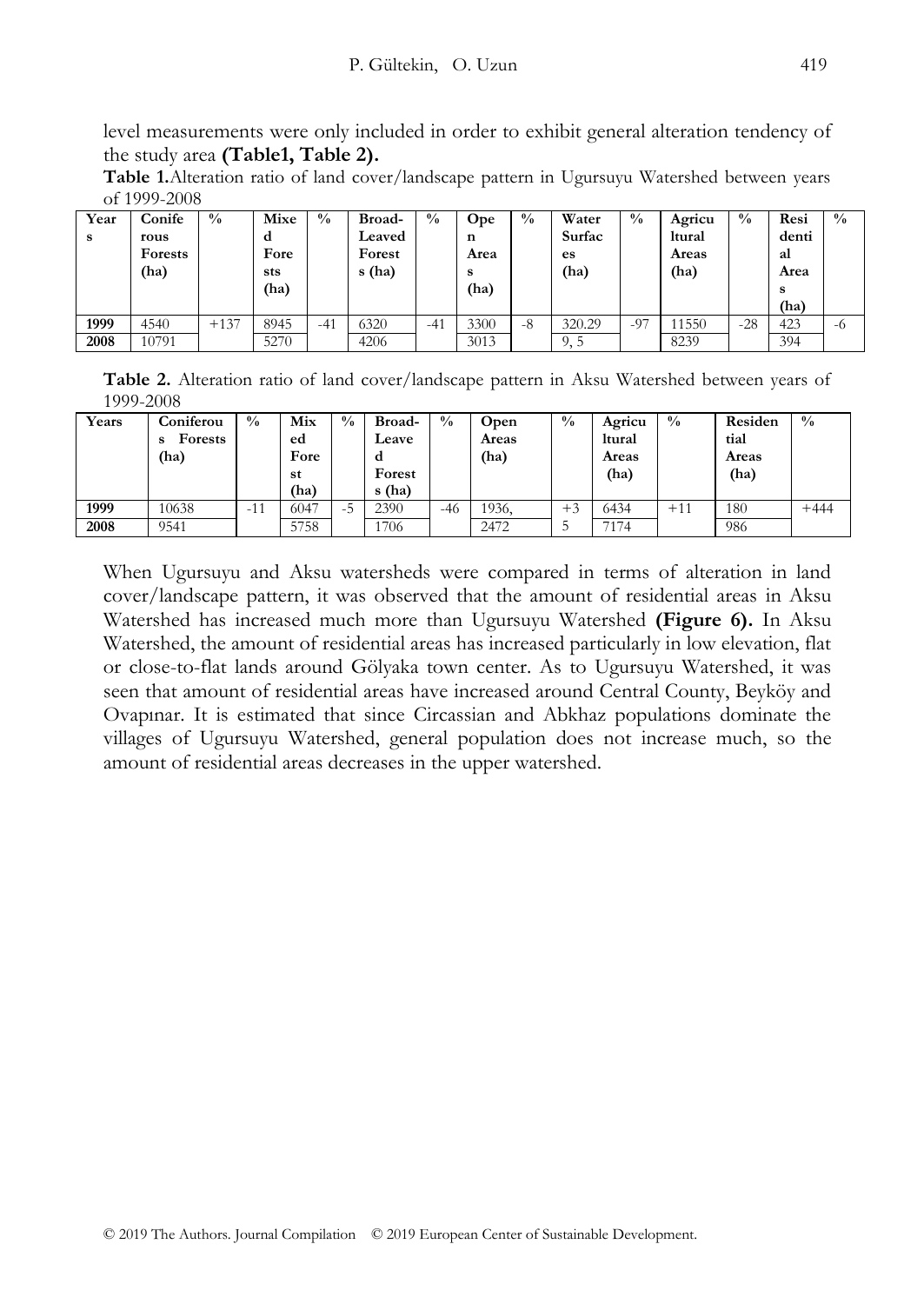level measurements were only included in order to exhibit general alteration tendency of the study area **(Table1, Table 2).**

**Table 1.**Alteration ratio of land cover/landscape pattern in Ugursuyu Watershed between years of 1999-2008

| Years | Coniferous Forests (ha) | % | Mixed Forests (ha) | % | Broad-Leaved Forests (ha) | % | Open Areas (ha) | % | Water Surfaces (ha) | % | Agricultural Areas (ha) | % | Residential Areas (ha) | % |
|---|---|---|---|---|---|---|---|---|---|---|---|---|---|---|
| **1999** | 4540 | +137 | 8945 | -41 | 6320 | -41 | 3300 | -8 | 320.29 | -97 | 11550 | -28 | 423 | -6 |
| **2008** | 10791 | | 5270 | | 4206 | | 3013 | | 9, 5 | | 8239 | | 394 | |

**Table 2.** Alteration ratio of land cover/landscape pattern in Aksu Watershed between years of 1999-2008

| Years | Coniferous Forests (ha) | % | Mixed Forest (ha) | % | Broad-Leaved Forests (ha) | % | Open Areas (ha) | % | Agricultural Areas (ha) | % | Residential Areas (ha) | % |
|---|---|---|---|---|---|---|---|---|---|---|---|---|
| **1999** | 10638 | -11 | 6047 | -5 | 2390 | -46 | 1936, | +35 | 6434 | +11 | 180 | +444 |
| **2008** | 9541 | | 5758 | | 1706 | | 2472 | | 7174 | | 986 | |

When Ugursuyu and Aksu watersheds were compared in terms of alteration in land cover/landscape pattern, it was observed that the amount of residential areas in Aksu Watershed has increased much more than Ugursuyu Watershed **(Figure 6).** In Aksu Watershed, the amount of residential areas has increased particularly in low elevation, flat or close-to-flat lands around Gölyaka town center. As to Ugursuyu Watershed, it was seen that amount of residential areas have increased around Central County, Beyköy and Ovapınar. It is estimated that since Circassian and Abkhaz populations dominate the villages of Ugursuyu Watershed, general population does not increase much, so the amount of residential areas decreases in the upper watershed.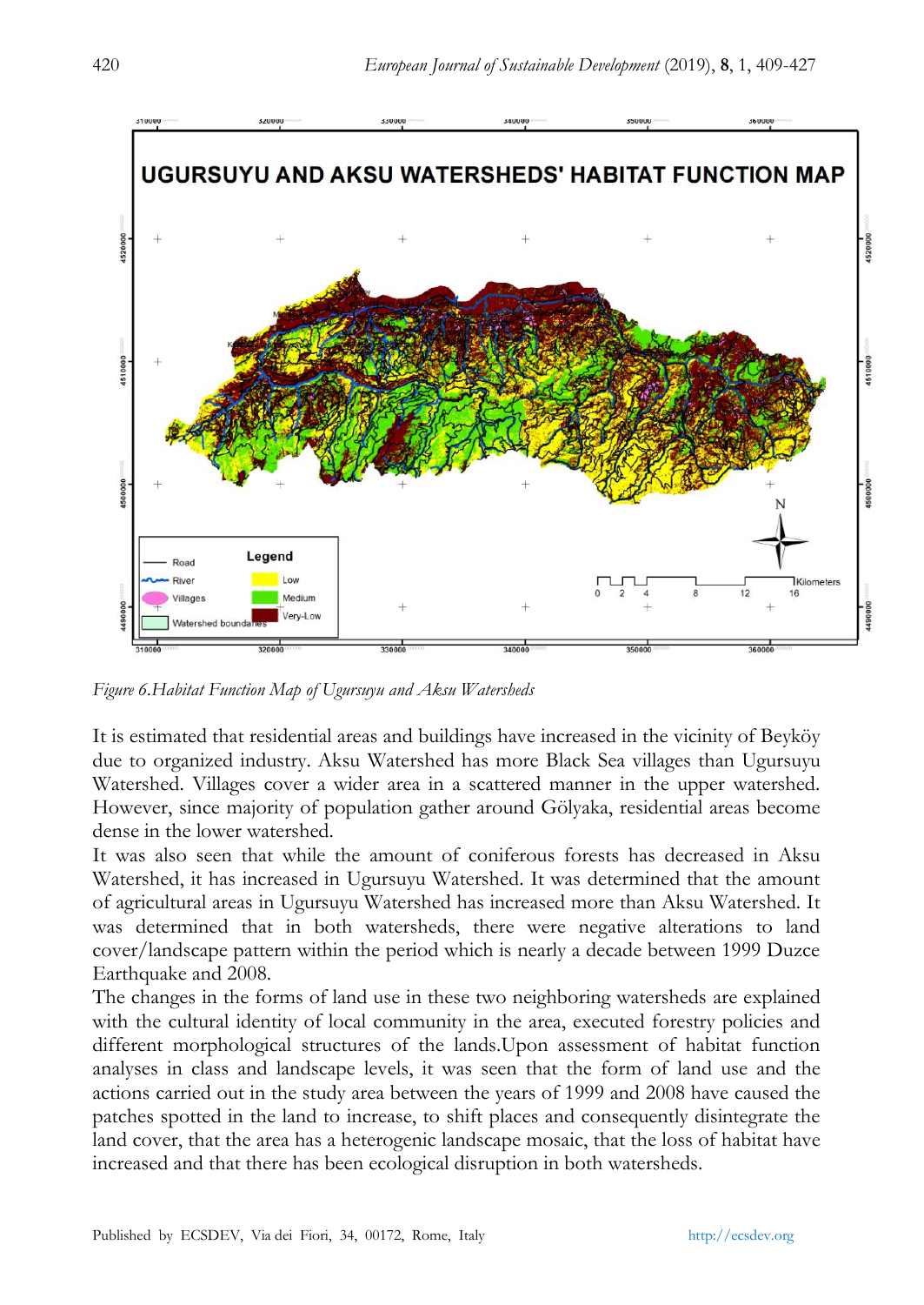*Figure 6.Habitat Function Map of Ugursuyu and Aksu Watersheds*

It is estimated that residential areas and buildings have increased in the vicinity of Beyköy due to organized industry. Aksu Watershed has more Black Sea villages than Ugursuyu Watershed. Villages cover a wider area in a scattered manner in the upper watershed. However, since majority of population gather around Gölyaka, residential areas become dense in the lower watershed.

It was also seen that while the amount of coniferous forests has decreased in Aksu Watershed, it has increased in Ugursuyu Watershed. It was determined that the amount of agricultural areas in Ugursuyu Watershed has increased more than Aksu Watershed. It was determined that in both watersheds, there were negative alterations to land cover/landscape pattern within the period which is nearly a decade between 1999 Duzce Earthquake and 2008.

The changes in the forms of land use in these two neighboring watersheds are explained with the cultural identity of local community in the area, executed forestry policies and different morphological structures of the lands.Upon assessment of habitat function analyses in class and landscape levels, it was seen that the form of land use and the actions carried out in the study area between the years of 1999 and 2008 have caused the patches spotted in the land to increase, to shift places and consequently disintegrate the land cover, that the area has a heterogenic landscape mosaic, that the loss of habitat have increased and that there has been ecological disruption in both watersheds.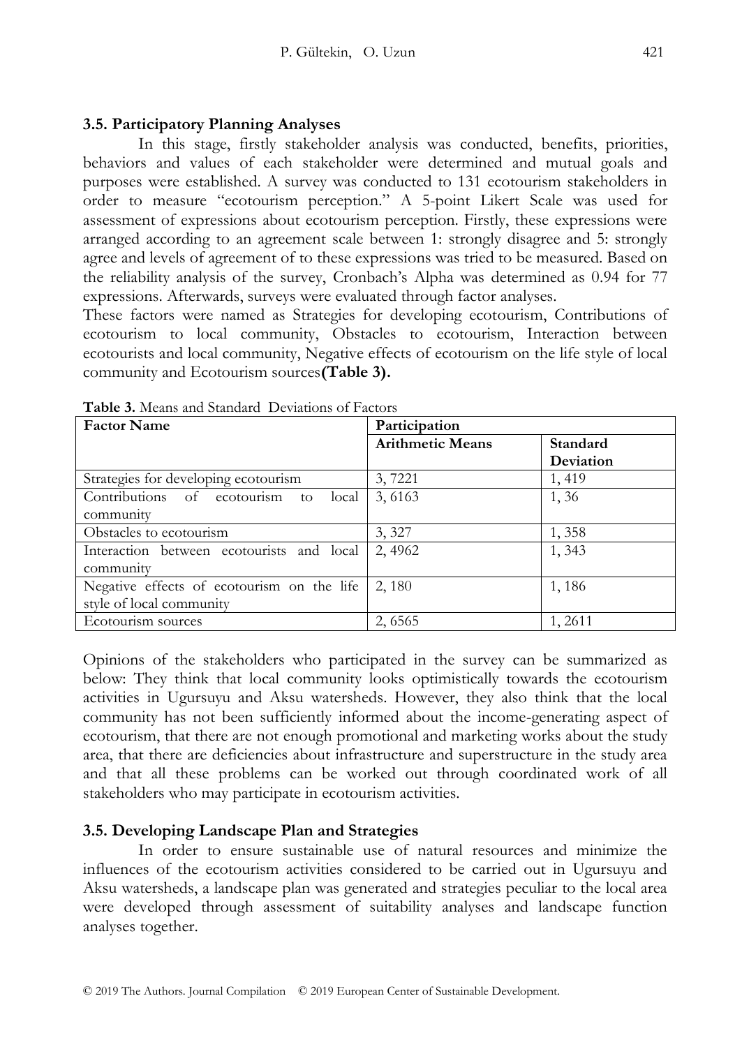### 3.5. Participatory Planning Analyses

In this stage, firstly stakeholder analysis was conducted, benefits, priorities, behaviors and values of each stakeholder were determined and mutual goals and purposes were established. A survey was conducted to 131 ecotourism stakeholders in order to measure "ecotourism perception." A 5-point Likert Scale was used for assessment of expressions about ecotourism perception. Firstly, these expressions were arranged according to an agreement scale between 1: strongly disagree and 5: strongly agree and levels of agreement of to these expressions was tried to be measured. Based on the reliability analysis of the survey, Cronbach's Alpha was determined as 0.94 for 77 expressions. Afterwards, surveys were evaluated through factor analyses.

These factors were named as Strategies for developing ecotourism, Contributions of ecotourism to local community, Obstacles to ecotourism, Interaction between ecotourists and local community, Negative effects of ecotourism on the life style of local community and Ecotourism sources**(Table 3).**

**Table 3.** Means and Standard Deviations of Factors

| Factor Name | Participation | |
|---|---|---|
| | **Arithmetic Means** | **Standard Deviation** |
| Strategies for developing ecotourism | 3, 7221 | 1, 419 |
| Contributions of ecotourism to local community | 3, 6163 | 1, 36 |
| Obstacles to ecotourism | 3, 327 | 1, 358 |
| Interaction between ecotourists and local community | 2, 4962 | 1, 343 |
| Negative effects of ecotourism on the life style of local community | 2, 180 | 1, 186 |
| Ecotourism sources | 2, 6565 | 1, 2611 |

Opinions of the stakeholders who participated in the survey can be summarized as below: They think that local community looks optimistically towards the ecotourism activities in Ugursuyu and Aksu watersheds. However, they also think that the local community has not been sufficiently informed about the income-generating aspect of ecotourism, that there are not enough promotional and marketing works about the study area, that there are deficiencies about infrastructure and superstructure in the study area and that all these problems can be worked out through coordinated work of all stakeholders who may participate in ecotourism activities.

### 3.5. Developing Landscape Plan and Strategies

In order to ensure sustainable use of natural resources and minimize the influences of the ecotourism activities considered to be carried out in Ugursuyu and Aksu watersheds, a landscape plan was generated and strategies peculiar to the local area were developed through assessment of suitability analyses and landscape function analyses together.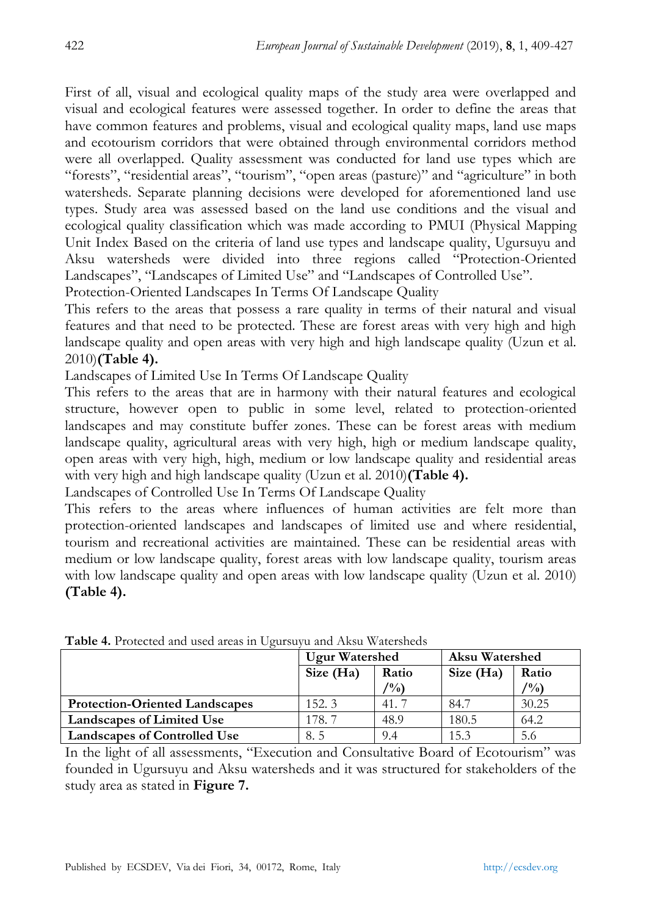First of all, visual and ecological quality maps of the study area were overlapped and visual and ecological features were assessed together. In order to define the areas that have common features and problems, visual and ecological quality maps, land use maps and ecotourism corridors that were obtained through environmental corridors method were all overlapped. Quality assessment was conducted for land use types which are "forests", "residential areas", "tourism", "open areas (pasture)" and "agriculture" in both watersheds. Separate planning decisions were developed for aforementioned land use types. Study area was assessed based on the land use conditions and the visual and ecological quality classification which was made according to PMUI (Physical Mapping Unit Index Based on the criteria of land use types and landscape quality, Ugursuyu and Aksu watersheds were divided into three regions called "Protection-Oriented Landscapes", "Landscapes of Limited Use" and "Landscapes of Controlled Use".

Protection-Oriented Landscapes In Terms Of Landscape Quality

This refers to the areas that possess a rare quality in terms of their natural and visual features and that need to be protected. These are forest areas with very high and high landscape quality and open areas with very high and high landscape quality (Uzun et al. 2010)**(Table 4).**

Landscapes of Limited Use In Terms Of Landscape Quality

This refers to the areas that are in harmony with their natural features and ecological structure, however open to public in some level, related to protection-oriented landscapes and may constitute buffer zones. These can be forest areas with medium landscape quality, agricultural areas with very high, high or medium landscape quality, open areas with very high, high, medium or low landscape quality and residential areas with very high and high landscape quality (Uzun et al. 2010)**(Table 4).**

Landscapes of Controlled Use In Terms Of Landscape Quality

This refers to the areas where influences of human activities are felt more than protection-oriented landscapes and landscapes of limited use and where residential, tourism and recreational activities are maintained. These can be residential areas with medium or low landscape quality, forest areas with low landscape quality, tourism areas with low landscape quality and open areas with low landscape quality (Uzun et al. 2010) **(Table 4).**

**Table 4.** Protected and used areas in Ugursuyu and Aksu Watersheds

| | **Ugur Watershed** | | **Aksu Watershed** | |
|---|---|---|---|---|
| | **Size (Ha)** | **Ratio /%)** | **Size (Ha)** | **Ratio /%)** |
| **Protection-Oriented Landscapes** | 152. 3 | 41. 7 | 84.7 | 30.25 |
| **Landscapes of Limited Use** | 178. 7 | 48.9 | 180.5 | 64.2 |
| **Landscapes of Controlled Use** | 8. 5 | 9.4 | 15.3 | 5.6 |

In the light of all assessments, "Execution and Consultative Board of Ecotourism" was founded in Ugursuyu and Aksu watersheds and it was structured for stakeholders of the study area as stated in **Figure 7.**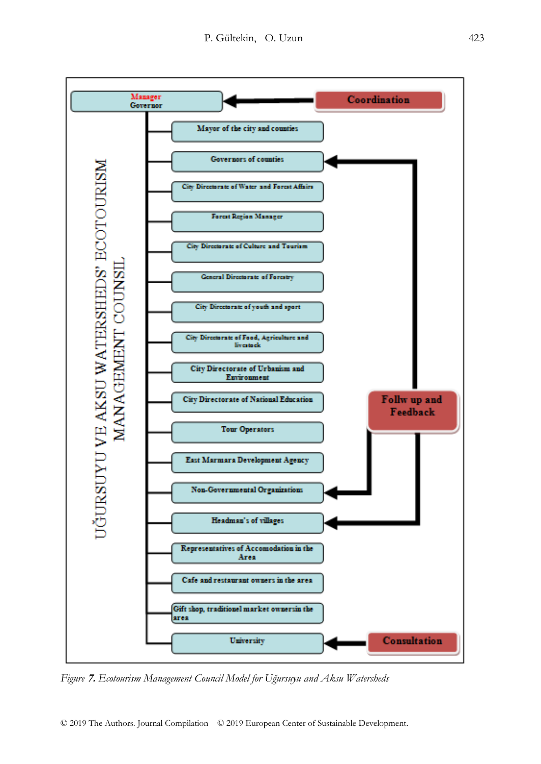UĞURSUYU VE AKSU WATERSHEDS' ECOTOURISM MANAGEMENT COUNSIL

- Manager Governor ← Coordination
  - Mayor of the city and counties
  - Governors of counties
  - City Directorate of Water and Forest Affairs
  - Forest Region Manager
  - City Directorate of Culture and Tourism
  - General Directorate of Forestry
  - City Directorate of youth and sport
  - City Directorate of Food, Agriculture and livestock
  - City Directorate of Urbanism and Environment
  - City Directorate of National Education
  - Tour Operators
  - East Marmara Development Agency
  - Non-Governmental Organizations
  - Headman's of villages
  - Representatives of Accomodation in the Area
  - Cafe and restaurant owners in the area
  - Gift shop, traditionel market ownersin the area
  - University ← Consultation

Follw up and Feedback → Governors of counties, Non-Governmental Organizations, Headman's of villages

*Figure 7. Ecotourism Management Council Model for Uğursuyu and Aksu Watersheds*

© 2019 The Authors. Journal Compilation © 2019 European Center of Sustainable Development.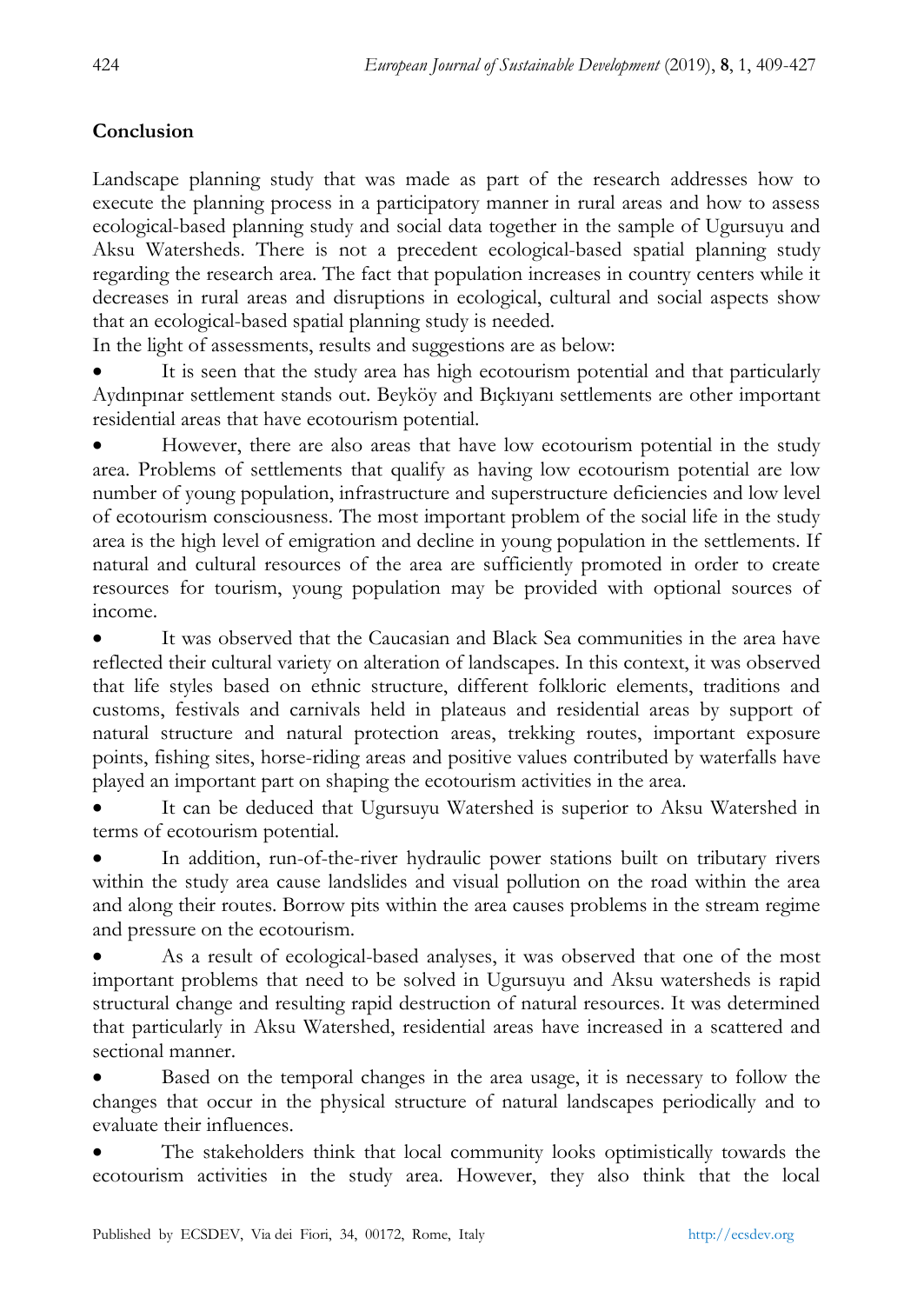## Conclusion

Landscape planning study that was made as part of the research addresses how to execute the planning process in a participatory manner in rural areas and how to assess ecological-based planning study and social data together in the sample of Ugursuyu and Aksu Watersheds. There is not a precedent ecological-based spatial planning study regarding the research area. The fact that population increases in country centers while it decreases in rural areas and disruptions in ecological, cultural and social aspects show that an ecological-based spatial planning study is needed.

In the light of assessments, results and suggestions are as below:

- It is seen that the study area has high ecotourism potential and that particularly Aydınpınar settlement stands out. Beyköy and Bıçkıyanı settlements are other important residential areas that have ecotourism potential.
- However, there are also areas that have low ecotourism potential in the study area. Problems of settlements that qualify as having low ecotourism potential are low number of young population, infrastructure and superstructure deficiencies and low level of ecotourism consciousness. The most important problem of the social life in the study area is the high level of emigration and decline in young population in the settlements. If natural and cultural resources of the area are sufficiently promoted in order to create resources for tourism, young population may be provided with optional sources of income.
- It was observed that the Caucasian and Black Sea communities in the area have reflected their cultural variety on alteration of landscapes. In this context, it was observed that life styles based on ethnic structure, different folkloric elements, traditions and customs, festivals and carnivals held in plateaus and residential areas by support of natural structure and natural protection areas, trekking routes, important exposure points, fishing sites, horse-riding areas and positive values contributed by waterfalls have played an important part on shaping the ecotourism activities in the area.
- It can be deduced that Ugursuyu Watershed is superior to Aksu Watershed in terms of ecotourism potential.
- In addition, run-of-the-river hydraulic power stations built on tributary rivers within the study area cause landslides and visual pollution on the road within the area and along their routes. Borrow pits within the area causes problems in the stream regime and pressure on the ecotourism.
- As a result of ecological-based analyses, it was observed that one of the most important problems that need to be solved in Ugursuyu and Aksu watersheds is rapid structural change and resulting rapid destruction of natural resources. It was determined that particularly in Aksu Watershed, residential areas have increased in a scattered and sectional manner.
- Based on the temporal changes in the area usage, it is necessary to follow the changes that occur in the physical structure of natural landscapes periodically and to evaluate their influences.
- The stakeholders think that local community looks optimistically towards the ecotourism activities in the study area. However, they also think that the local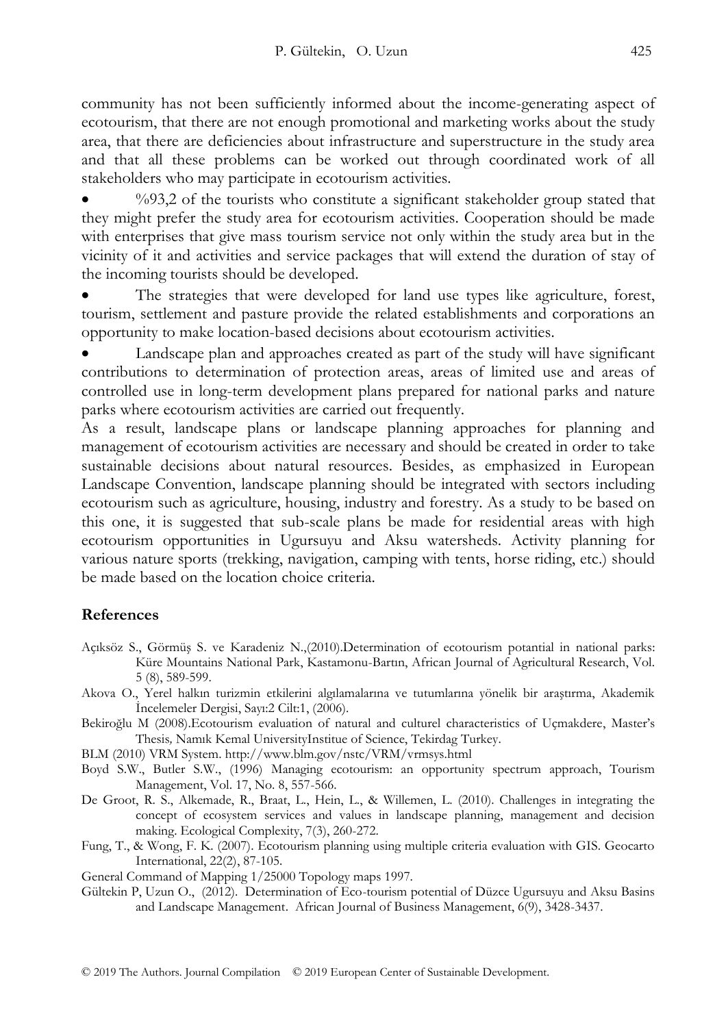community has not been sufficiently informed about the income-generating aspect of ecotourism, that there are not enough promotional and marketing works about the study area, that there are deficiencies about infrastructure and superstructure in the study area and that all these problems can be worked out through coordinated work of all stakeholders who may participate in ecotourism activities.

- %93,2 of the tourists who constitute a significant stakeholder group stated that they might prefer the study area for ecotourism activities. Cooperation should be made with enterprises that give mass tourism service not only within the study area but in the vicinity of it and activities and service packages that will extend the duration of stay of the incoming tourists should be developed.
- The strategies that were developed for land use types like agriculture, forest, tourism, settlement and pasture provide the related establishments and corporations an opportunity to make location-based decisions about ecotourism activities.
- Landscape plan and approaches created as part of the study will have significant contributions to determination of protection areas, areas of limited use and areas of controlled use in long-term development plans prepared for national parks and nature parks where ecotourism activities are carried out frequently.

As a result, landscape plans or landscape planning approaches for planning and management of ecotourism activities are necessary and should be created in order to take sustainable decisions about natural resources. Besides, as emphasized in European Landscape Convention, landscape planning should be integrated with sectors including ecotourism such as agriculture, housing, industry and forestry. As a study to be based on this one, it is suggested that sub-scale plans be made for residential areas with high ecotourism opportunities in Ugursuyu and Aksu watersheds. Activity planning for various nature sports (trekking, navigation, camping with tents, horse riding, etc.) should be made based on the location choice criteria.

## References

Açıksöz S., Görmüş S. ve Karadeniz N.,(2010).Determination of ecotourism potantial in national parks: Küre Mountains National Park, Kastamonu-Bartın, African Journal of Agricultural Research, Vol. 5 (8), 589-599.

Akova O., Yerel halkın turizmin etkilerini algılamalarına ve tutumlarına yönelik bir araştırma, Akademik İncelemeler Dergisi, Sayı:2 Cilt:1, (2006).

Bekiroğlu M (2008).Ecotourism evaluation of natural and culturel characteristics of Uçmakdere, Master's Thesis, Namık Kemal UniversityInstitue of Science, Tekirdag Turkey.

BLM (2010) VRM System. http://www.blm.gov/nstc/VRM/vrmsys.html

Boyd S.W., Butler S.W., (1996) Managing ecotourism: an opportunity spectrum approach, Tourism Management, Vol. 17, No. 8, 557-566.

De Groot, R. S., Alkemade, R., Braat, L., Hein, L., & Willemen, L. (2010). Challenges in integrating the concept of ecosystem services and values in landscape planning, management and decision making. Ecological Complexity, 7(3), 260-272.

Fung, T., & Wong, F. K. (2007). Ecotourism planning using multiple criteria evaluation with GIS. Geocarto International, 22(2), 87-105.

General Command of Mapping 1/25000 Topology maps 1997.

Gültekin P, Uzun O., (2012). Determination of Eco-tourism potential of Düzce Ugursuyu and Aksu Basins and Landscape Management. African Journal of Business Management, 6(9), 3428-3437.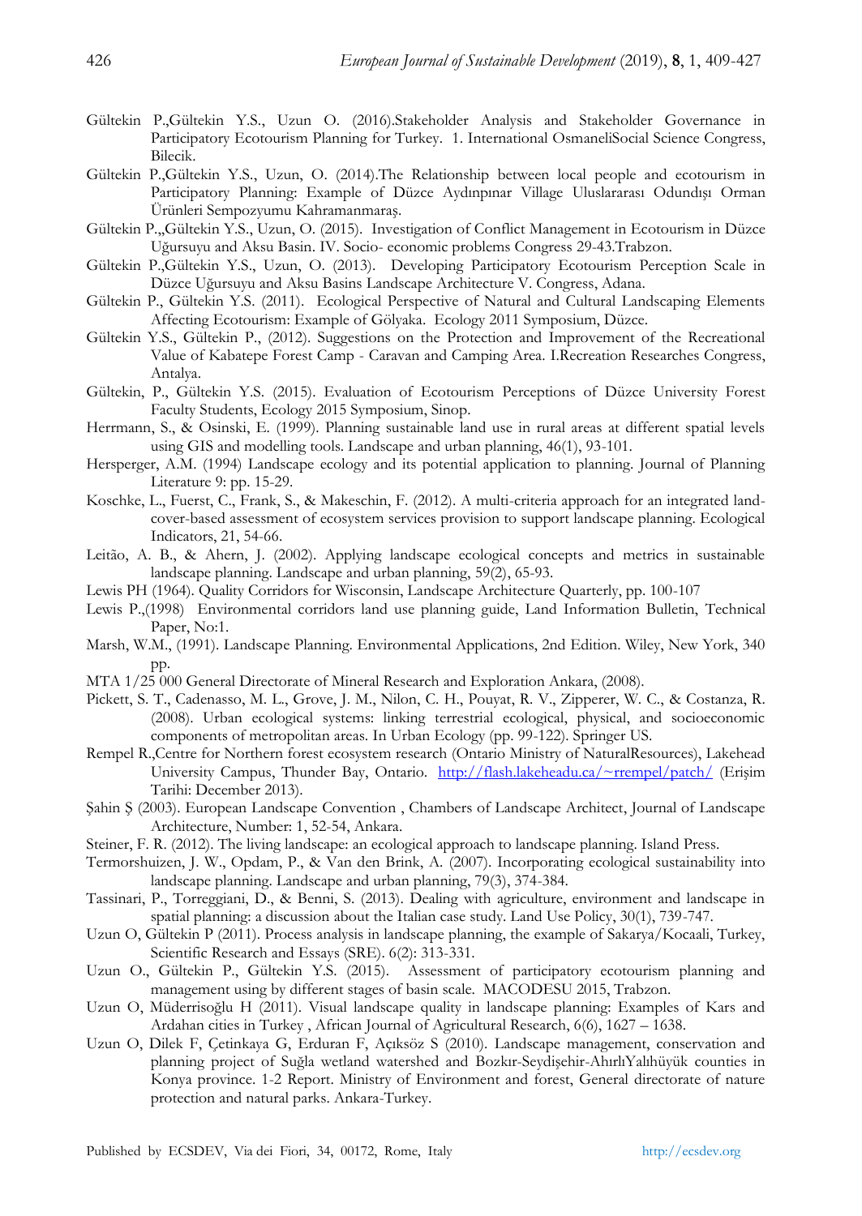Gültekin P.,Gültekin Y.S., Uzun O. (2016).Stakeholder Analysis and Stakeholder Governance in Participatory Ecotourism Planning for Turkey. 1. International OsmaneliSocial Science Congress, Bilecik.

Gültekin P.,Gültekin Y.S., Uzun, O. (2014).The Relationship between local people and ecotourism in Participatory Planning: Example of Düzce Aydınpınar Village Uluslararası Odundışı Orman Ürünleri Sempozyumu Kahramanmaraş.

Gültekin P.,,Gültekin Y.S., Uzun, O. (2015). Investigation of Conflict Management in Ecotourism in Düzce Uğursuyu and Aksu Basin. IV. Socio- economic problems Congress 29-43.Trabzon.

Gültekin P.,Gültekin Y.S., Uzun, O. (2013). Developing Participatory Ecotourism Perception Scale in Düzce Uğursuyu and Aksu Basins Landscape Architecture V. Congress, Adana.

Gültekin P., Gültekin Y.S. (2011). Ecological Perspective of Natural and Cultural Landscaping Elements Affecting Ecotourism: Example of Gölyaka. Ecology 2011 Symposium, Düzce.

Gültekin Y.S., Gültekin P., (2012). Suggestions on the Protection and Improvement of the Recreational Value of Kabatepe Forest Camp - Caravan and Camping Area. I.Recreation Researches Congress, Antalya.

Gültekin, P., Gültekin Y.S. (2015). Evaluation of Ecotourism Perceptions of Düzce University Forest Faculty Students, Ecology 2015 Symposium, Sinop.

Herrmann, S., & Osinski, E. (1999). Planning sustainable land use in rural areas at different spatial levels using GIS and modelling tools. Landscape and urban planning, 46(1), 93-101.

Hersperger, A.M. (1994) Landscape ecology and its potential application to planning. Journal of Planning Literature 9: pp. 15-29.

Koschke, L., Fuerst, C., Frank, S., & Makeschin, F. (2012). A multi-criteria approach for an integrated land-cover-based assessment of ecosystem services provision to support landscape planning. Ecological Indicators, 21, 54-66.

Leitão, A. B., & Ahern, J. (2002). Applying landscape ecological concepts and metrics in sustainable landscape planning. Landscape and urban planning, 59(2), 65-93.

Lewis PH (1964). Quality Corridors for Wisconsin, Landscape Architecture Quarterly, pp. 100-107

Lewis P.,(1998) Environmental corridors land use planning guide, Land Information Bulletin, Technical Paper, No:1.

Marsh, W.M., (1991). Landscape Planning. Environmental Applications, 2nd Edition. Wiley, New York, 340 pp.

MTA 1/25 000 General Directorate of Mineral Research and Exploration Ankara, (2008).

Pickett, S. T., Cadenasso, M. L., Grove, J. M., Nilon, C. H., Pouyat, R. V., Zipperer, W. C., & Costanza, R. (2008). Urban ecological systems: linking terrestrial ecological, physical, and socioeconomic components of metropolitan areas. In Urban Ecology (pp. 99-122). Springer US.

Rempel R.,Centre for Northern forest ecosystem research (Ontario Ministry of NaturalResources), Lakehead University Campus, Thunder Bay, Ontario. http://flash.lakeheadu.ca/~rrempel/patch/ (Erişim Tarihi: December 2013).

Şahin Ş (2003). European Landscape Convention , Chambers of Landscape Architect, Journal of Landscape Architecture, Number: 1, 52-54, Ankara.

Steiner, F. R. (2012). The living landscape: an ecological approach to landscape planning. Island Press.

Termorshuizen, J. W., Opdam, P., & Van den Brink, A. (2007). Incorporating ecological sustainability into landscape planning. Landscape and urban planning, 79(3), 374-384.

Tassinari, P., Torreggiani, D., & Benni, S. (2013). Dealing with agriculture, environment and landscape in spatial planning: a discussion about the Italian case study. Land Use Policy, 30(1), 739-747.

Uzun O, Gültekin P (2011). Process analysis in landscape planning, the example of Sakarya/Kocaali, Turkey, Scientific Research and Essays (SRE). 6(2): 313-331.

Uzun O., Gültekin P., Gültekin Y.S. (2015). Assessment of participatory ecotourism planning and management using by different stages of basin scale. MACODESU 2015, Trabzon.

Uzun O, Müderrisoğlu H (2011). Visual landscape quality in landscape planning: Examples of Kars and Ardahan cities in Turkey , African Journal of Agricultural Research, 6(6), 1627 – 1638.

Uzun O, Dilek F, Çetinkaya G, Erduran F, Açıksöz S (2010). Landscape management, conservation and planning project of Suğla wetland watershed and Bozkır-Seydişehir-AhırlıYalıhüyük counties in Konya province. 1-2 Report. Ministry of Environment and forest, General directorate of nature protection and natural parks. Ankara-Turkey.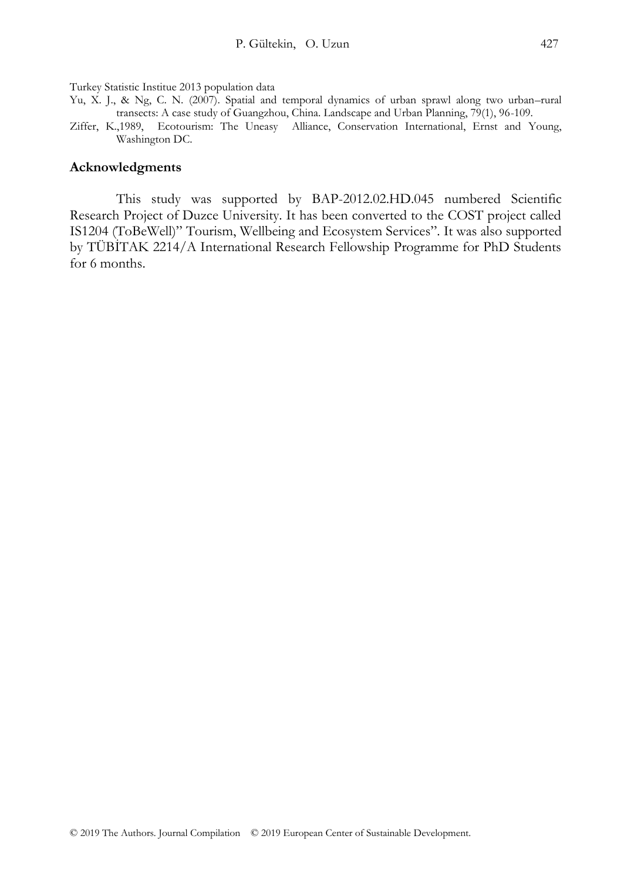Turkey Statistic Institue 2013 population data

Yu, X. J., & Ng, C. N. (2007). Spatial and temporal dynamics of urban sprawl along two urban–rural transects: A case study of Guangzhou, China. Landscape and Urban Planning, 79(1), 96-109.

Ziffer, K.,1989, Ecotourism: The Uneasy Alliance, Conservation International, Ernst and Young, Washington DC.

## Acknowledgments

This study was supported by BAP-2012.02.HD.045 numbered Scientific Research Project of Duzce University. It has been converted to the COST project called IS1204 (ToBeWell)" Tourism, Wellbeing and Ecosystem Services". It was also supported by TÜBİTAK 2214/A International Research Fellowship Programme for PhD Students for 6 months.

© 2019 The Authors. Journal Compilation © 2019 European Center of Sustainable Development.